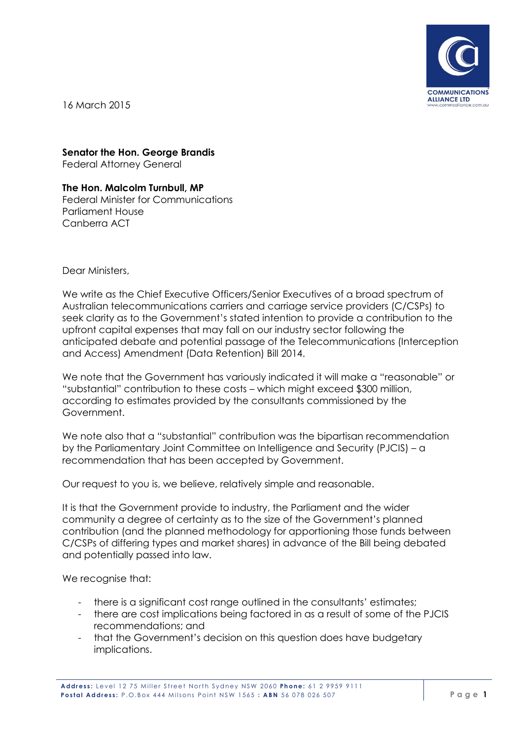16 March 2015

**Senator the Hon. George Brandis**
Federal Attorney General

**The Hon. Malcolm Turnbull, MP**
Federal Minister for Communications
Parliament House
Canberra ACT

Dear Ministers,

We write as the Chief Executive Officers/Senior Executives of a broad spectrum of Australian telecommunications carriers and carriage service providers (C/CSPs) to seek clarity as to the Government's stated intention to provide a contribution to the upfront capital expenses that may fall on our industry sector following the anticipated debate and potential passage of the Telecommunications (Interception and Access) Amendment (Data Retention) Bill 2014.

We note that the Government has variously indicated it will make a "reasonable" or "substantial" contribution to these costs – which might exceed $300 million, according to estimates provided by the consultants commissioned by the Government.

We note also that a "substantial" contribution was the bipartisan recommendation by the Parliamentary Joint Committee on Intelligence and Security (PJCIS) – a recommendation that has been accepted by Government.

Our request to you is, we believe, relatively simple and reasonable.

It is that the Government provide to industry, the Parliament and the wider community a degree of certainty as to the size of the Government's planned contribution (and the planned methodology for apportioning those funds between C/CSPs of differing types and market shares) in advance of the Bill being debated and potentially passed into law.

We recognise that:

- there is a significant cost range outlined in the consultants' estimates;
- there are cost implications being factored in as a result of some of the PJCIS recommendations; and
- that the Government's decision on this question does have budgetary implications.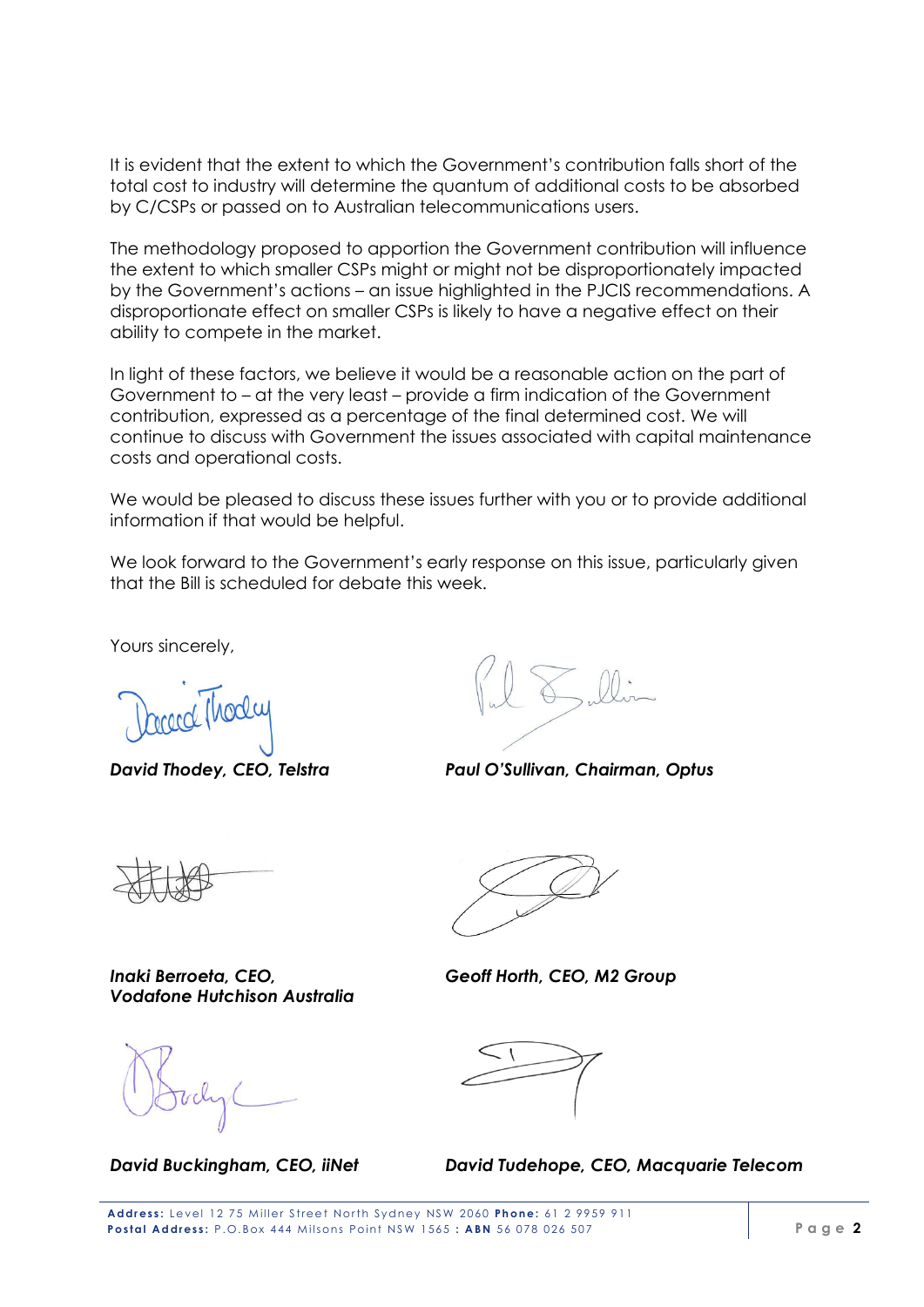It is evident that the extent to which the Government's contribution falls short of the total cost to industry will determine the quantum of additional costs to be absorbed by C/CSPs or passed on to Australian telecommunications users.

The methodology proposed to apportion the Government contribution will influence the extent to which smaller CSPs might or might not be disproportionately impacted by the Government's actions – an issue highlighted in the PJCIS recommendations. A disproportionate effect on smaller CSPs is likely to have a negative effect on their ability to compete in the market.

In light of these factors, we believe it would be a reasonable action on the part of Government to – at the very least – provide a firm indication of the Government contribution, expressed as a percentage of the final determined cost. We will continue to discuss with Government the issues associated with capital maintenance costs and operational costs.

We would be pleased to discuss these issues further with you or to provide additional information if that would be helpful.

We look forward to the Government's early response on this issue, particularly given that the Bill is scheduled for debate this week.

Yours sincerely,

***David Thodey, CEO, Telstra***

***Paul O'Sullivan, Chairman, Optus***

***Inaki Berroeta, CEO, Vodafone Hutchison Australia***

***Geoff Horth, CEO, M2 Group***

***David Buckingham, CEO, iiNet***

***David Tudehope, CEO, Macquarie Telecom***

**Address:** Level 12 75 Miller Street North Sydney NSW 2060 **Phone:** 61 2 9959 911
**Postal Address:** P.O.Box 444 Milsons Point NSW 1565 **: ABN** 56 078 026 507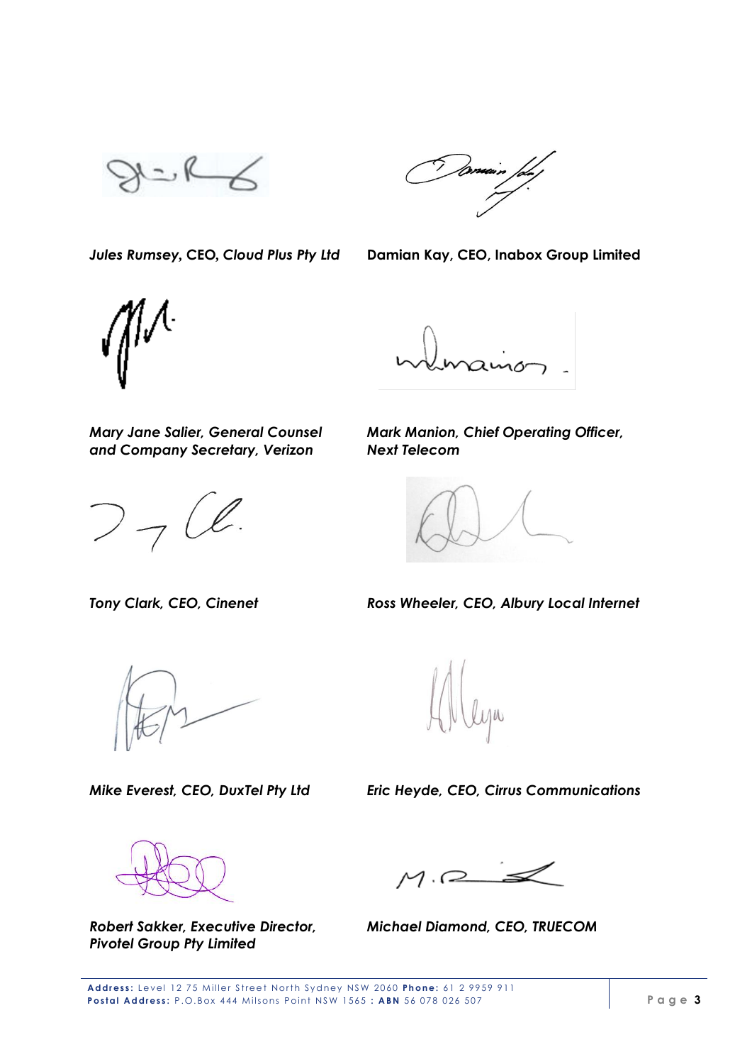*Jules Rumsey, CEO, Cloud Plus Pty Ltd*

**Damian Kay, CEO, Inabox Group Limited**

*Mary Jane Salier, General Counsel and Company Secretary, Verizon*

*Mark Manion, Chief Operating Officer, Next Telecom*

*Tony Clark, CEO, Cinenet*

*Ross Wheeler, CEO, Albury Local Internet*

*Mike Everest, CEO, DuxTel Pty Ltd*

*Eric Heyde, CEO, Cirrus Communications*

*Robert Sakker, Executive Director, Pivotel Group Pty Limited*

*Michael Diamond, CEO, TRUECOM*

**Address:** Level 12 75 Miller Street North Sydney NSW 2060 **Phone:** 61 2 9959 911
**Postal Address:** P.O.Box 444 Milsons Point NSW 1565 **: ABN** 56 078 026 507